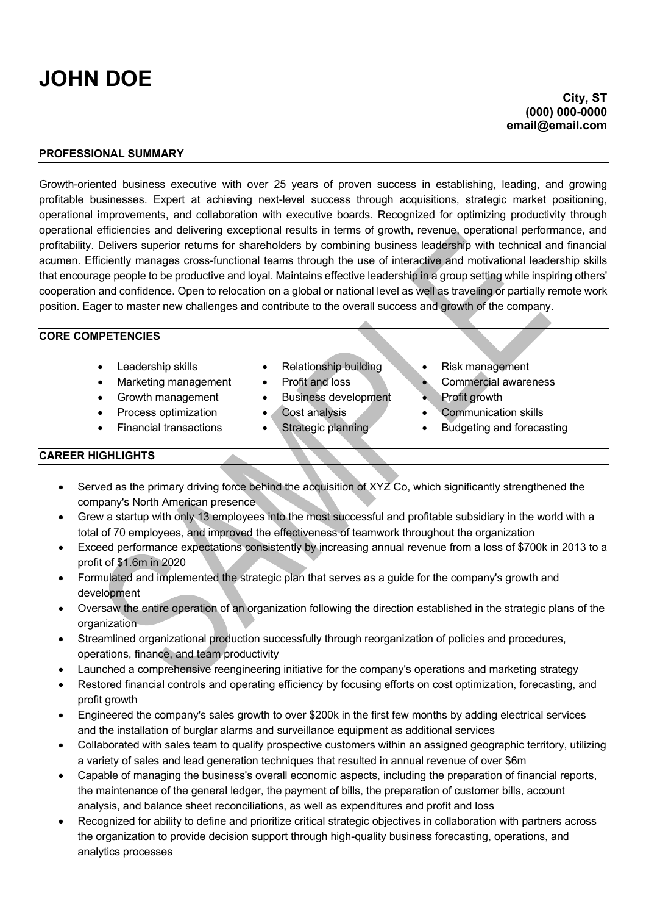# JOHN DOE

**City, ST**
**(000) 000-0000**
**email@email.com**

## PROFESSIONAL SUMMARY

Growth-oriented business executive with over 25 years of proven success in establishing, leading, and growing profitable businesses. Expert at achieving next-level success through acquisitions, strategic market positioning, operational improvements, and collaboration with executive boards. Recognized for optimizing productivity through operational efficiencies and delivering exceptional results in terms of growth, revenue, operational performance, and profitability. Delivers superior returns for shareholders by combining business leadership with technical and financial acumen. Efficiently manages cross-functional teams through the use of interactive and motivational leadership skills that encourage people to be productive and loyal. Maintains effective leadership in a group setting while inspiring others' cooperation and confidence. Open to relocation on a global or national level as well as traveling or partially remote work position. Eager to master new challenges and contribute to the overall success and growth of the company.

## CORE COMPETENCIES

- Leadership skills
- Marketing management
- Growth management
- Process optimization
- Financial transactions
- Relationship building
- Profit and loss
- Business development
- Cost analysis
- Strategic planning
- Risk management
- Commercial awareness
- Profit growth
- Communication skills
- Budgeting and forecasting

## CAREER HIGHLIGHTS

- Served as the primary driving force behind the acquisition of XYZ Co, which significantly strengthened the company's North American presence
- Grew a startup with only 13 employees into the most successful and profitable subsidiary in the world with a total of 70 employees, and improved the effectiveness of teamwork throughout the organization
- Exceed performance expectations consistently by increasing annual revenue from a loss of $700k in 2013 to a profit of $1.6m in 2020
- Formulated and implemented the strategic plan that serves as a guide for the company's growth and development
- Oversaw the entire operation of an organization following the direction established in the strategic plans of the organization
- Streamlined organizational production successfully through reorganization of policies and procedures, operations, finance, and team productivity
- Launched a comprehensive reengineering initiative for the company's operations and marketing strategy
- Restored financial controls and operating efficiency by focusing efforts on cost optimization, forecasting, and profit growth
- Engineered the company's sales growth to over $200k in the first few months by adding electrical services and the installation of burglar alarms and surveillance equipment as additional services
- Collaborated with sales team to qualify prospective customers within an assigned geographic territory, utilizing a variety of sales and lead generation techniques that resulted in annual revenue of over $6m
- Capable of managing the business's overall economic aspects, including the preparation of financial reports, the maintenance of the general ledger, the payment of bills, the preparation of customer bills, account analysis, and balance sheet reconciliations, as well as expenditures and profit and loss
- Recognized for ability to define and prioritize critical strategic objectives in collaboration with partners across the organization to provide decision support through high-quality business forecasting, operations, and analytics processes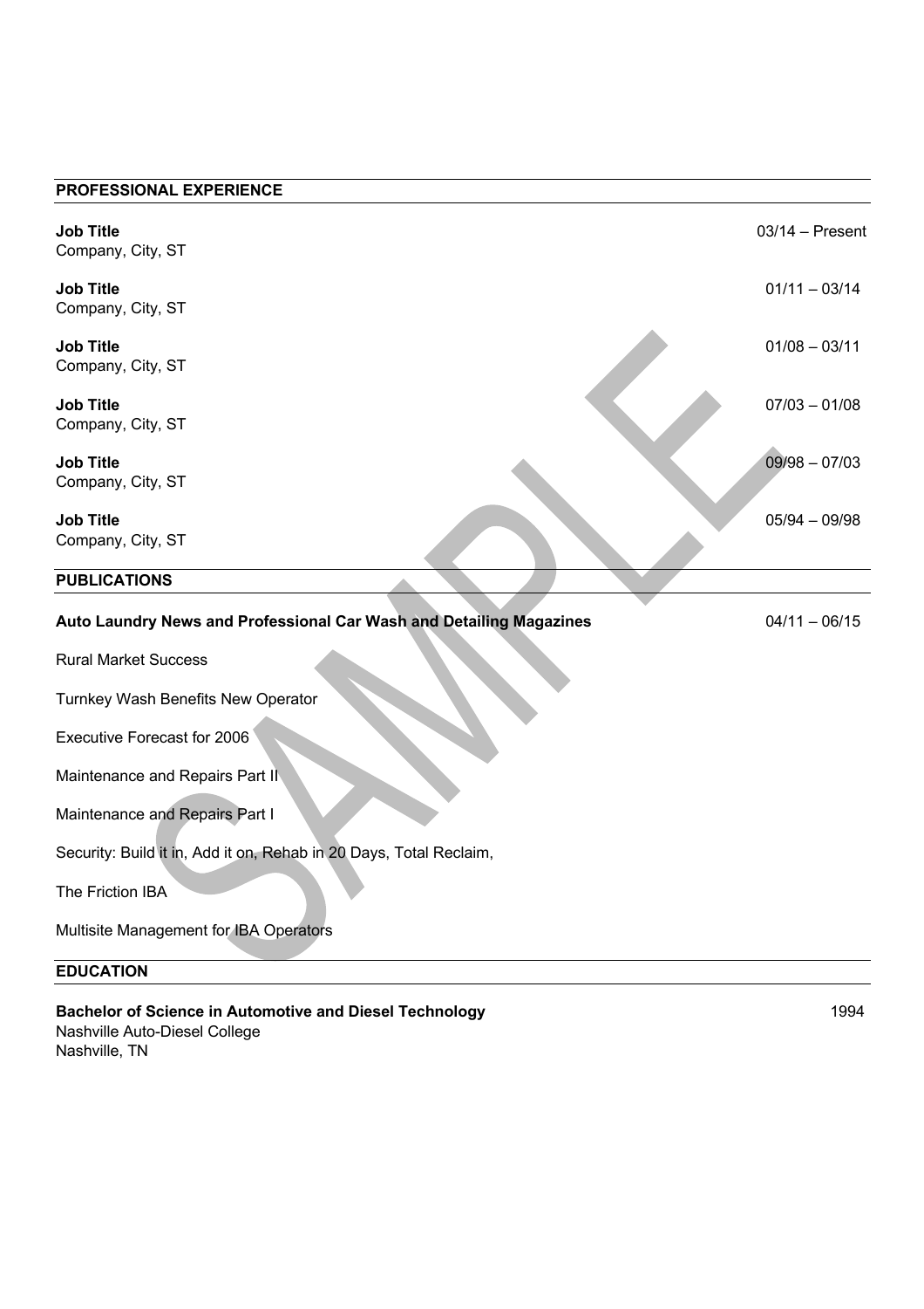## PROFESSIONAL EXPERIENCE

**Job Title** 03/14 – Present
Company, City, ST

**Job Title** 01/11 – 03/14
Company, City, ST

**Job Title** 01/08 – 03/11
Company, City, ST

**Job Title** 07/03 – 01/08
Company, City, ST

**Job Title** 09/98 – 07/03
Company, City, ST

**Job Title** 05/94 – 09/98
Company, City, ST

## PUBLICATIONS

**Auto Laundry News and Professional Car Wash and Detailing Magazines** 04/11 – 06/15

Rural Market Success

Turnkey Wash Benefits New Operator

Executive Forecast for 2006

Maintenance and Repairs Part II

Maintenance and Repairs Part I

Security: Build it in, Add it on, Rehab in 20 Days, Total Reclaim,

The Friction IBA

Multisite Management for IBA Operators

## EDUCATION

**Bachelor of Science in Automotive and Diesel Technology** 1994
Nashville Auto-Diesel College
Nashville, TN